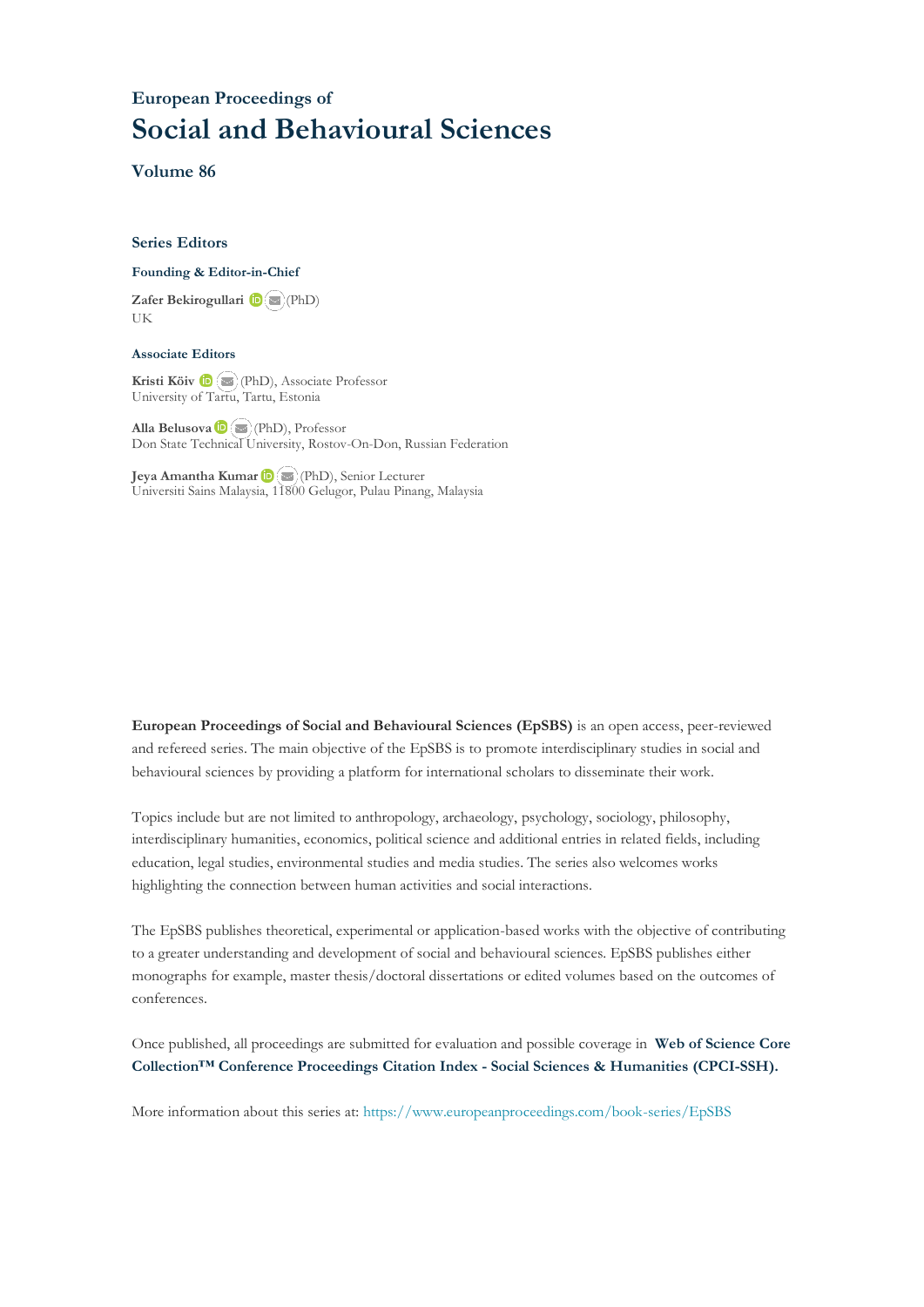European Proceedings of
# Social and Behavioural Sciences

**Volume 86**

### Series Editors

**Founding & Editor-in-Chief**

**Zafer Bekirogullari** (PhD)
UK

**Associate Editors**

**Kristi Köiv** (PhD), Associate Professor
University of Tartu, Tartu, Estonia

**Alla Belusova** (PhD), Professor
Don State Technical University, Rostov-On-Don, Russian Federation

**Jeya Amantha Kumar** (PhD), Senior Lecturer
Universiti Sains Malaysia, 11800 Gelugor, Pulau Pinang, Malaysia

**European Proceedings of Social and Behavioural Sciences (EpSBS)** is an open access, peer-reviewed and refereed series. The main objective of the EpSBS is to promote interdisciplinary studies in social and behavioural sciences by providing a platform for international scholars to disseminate their work.

Topics include but are not limited to anthropology, archaeology, psychology, sociology, philosophy, interdisciplinary humanities, economics, political science and additional entries in related fields, including education, legal studies, environmental studies and media studies. The series also welcomes works highlighting the connection between human activities and social interactions.

The EpSBS publishes theoretical, experimental or application-based works with the objective of contributing to a greater understanding and development of social and behavioural sciences. EpSBS publishes either monographs for example, master thesis/doctoral dissertations or edited volumes based on the outcomes of conferences.

Once published, all proceedings are submitted for evaluation and possible coverage in **Web of Science Core Collection™ Conference Proceedings Citation Index - Social Sciences & Humanities (CPCI-SSH).**

More information about this series at: https://www.europeanproceedings.com/book-series/EpSBS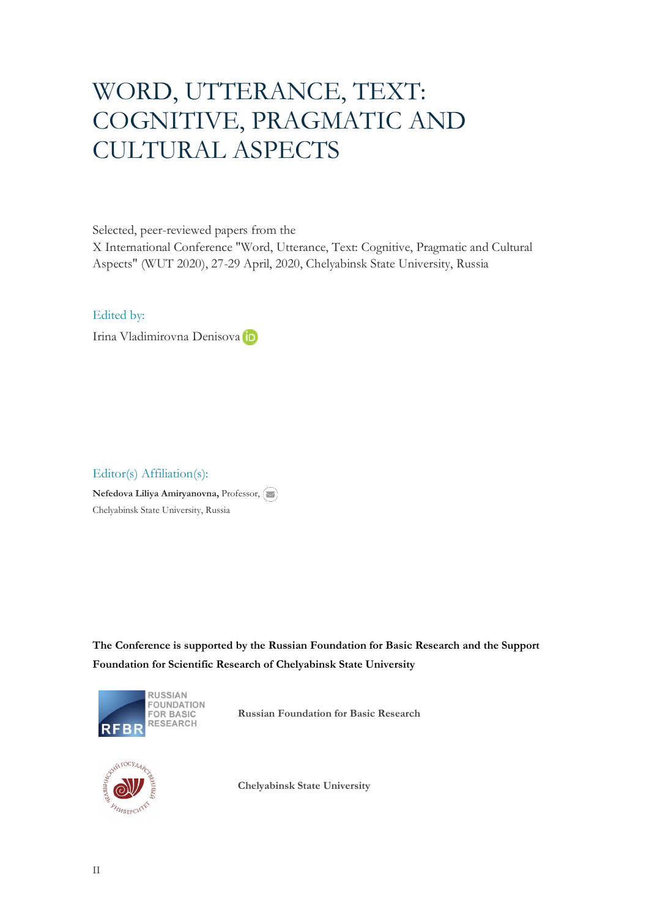# WORD, UTTERANCE, TEXT: COGNITIVE, PRAGMATIC AND CULTURAL ASPECTS

Selected, peer-reviewed papers from the
X International Conference "Word, Utterance, Text: Cognitive, Pragmatic and Cultural Aspects" (WUT 2020), 27-29 April, 2020, Chelyabinsk State University, Russia

Edited by:

Irina Vladimirovna Denisova

Editor(s) Affiliation(s):

**Nefedova Liliya Amiryanovna,** Professor,
Chelyabinsk State University, Russia

**The Conference is supported by the Russian Foundation for Basic Research and the Support Foundation for Scientific Research of Chelyabinsk State University**

RUSSIAN FOUNDATION FOR BASIC RESEARCH RFBR

**Russian Foundation for Basic Research**

**Chelyabinsk State University**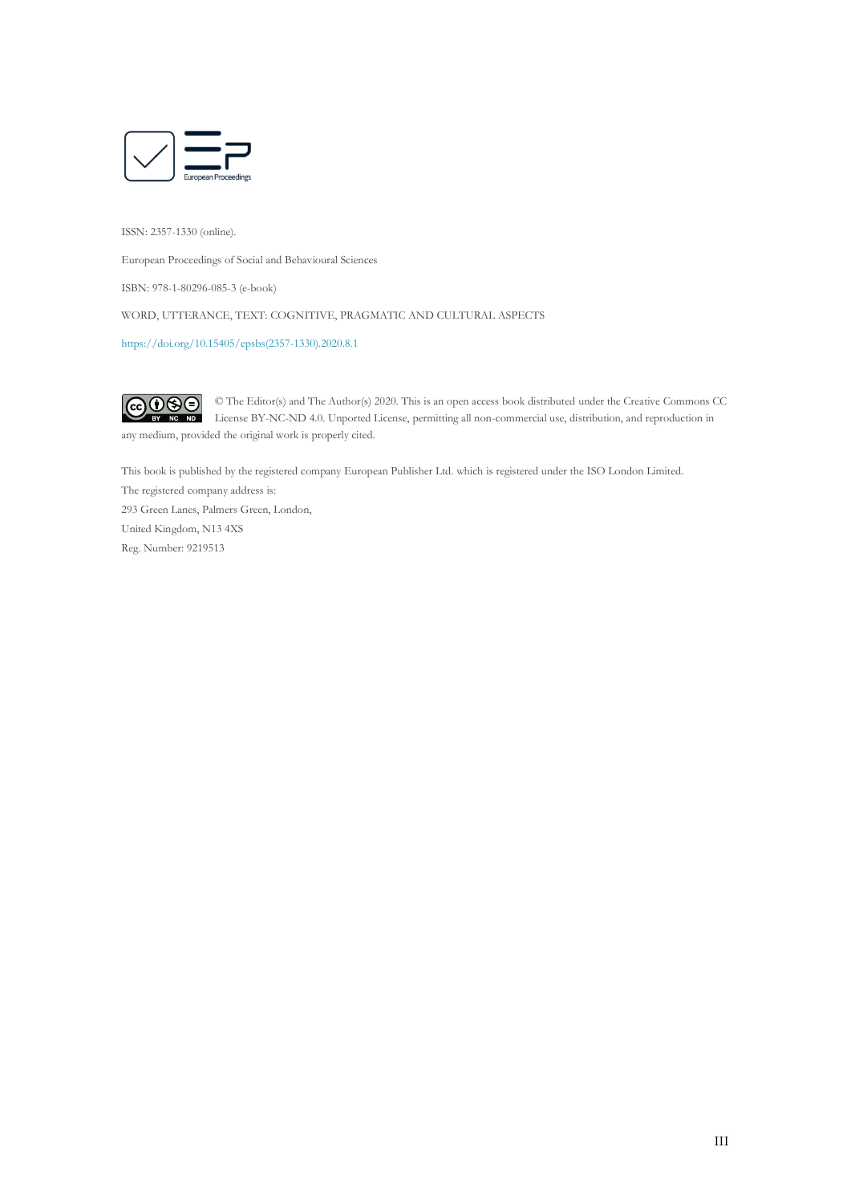European Proceedings

ISSN: 2357-1330 (online).

European Proceedings of Social and Behavioural Sciences

ISBN: 978-1-80296-085-3 (e-book)

WORD, UTTERANCE, TEXT: COGNITIVE, PRAGMATIC AND CULTURAL ASPECTS

https://doi.org/10.15405/epsbs(2357-1330).2020.8.1

© The Editor(s) and The Author(s) 2020. This is an open access book distributed under the Creative Commons CC License BY-NC-ND 4.0. Unported License, permitting all non-commercial use, distribution, and reproduction in any medium, provided the original work is properly cited.

This book is published by the registered company European Publisher Ltd. which is registered under the ISO London Limited.

The registered company address is:

293 Green Lanes, Palmers Green, London,

United Kingdom, N13 4XS

Reg. Number: 9219513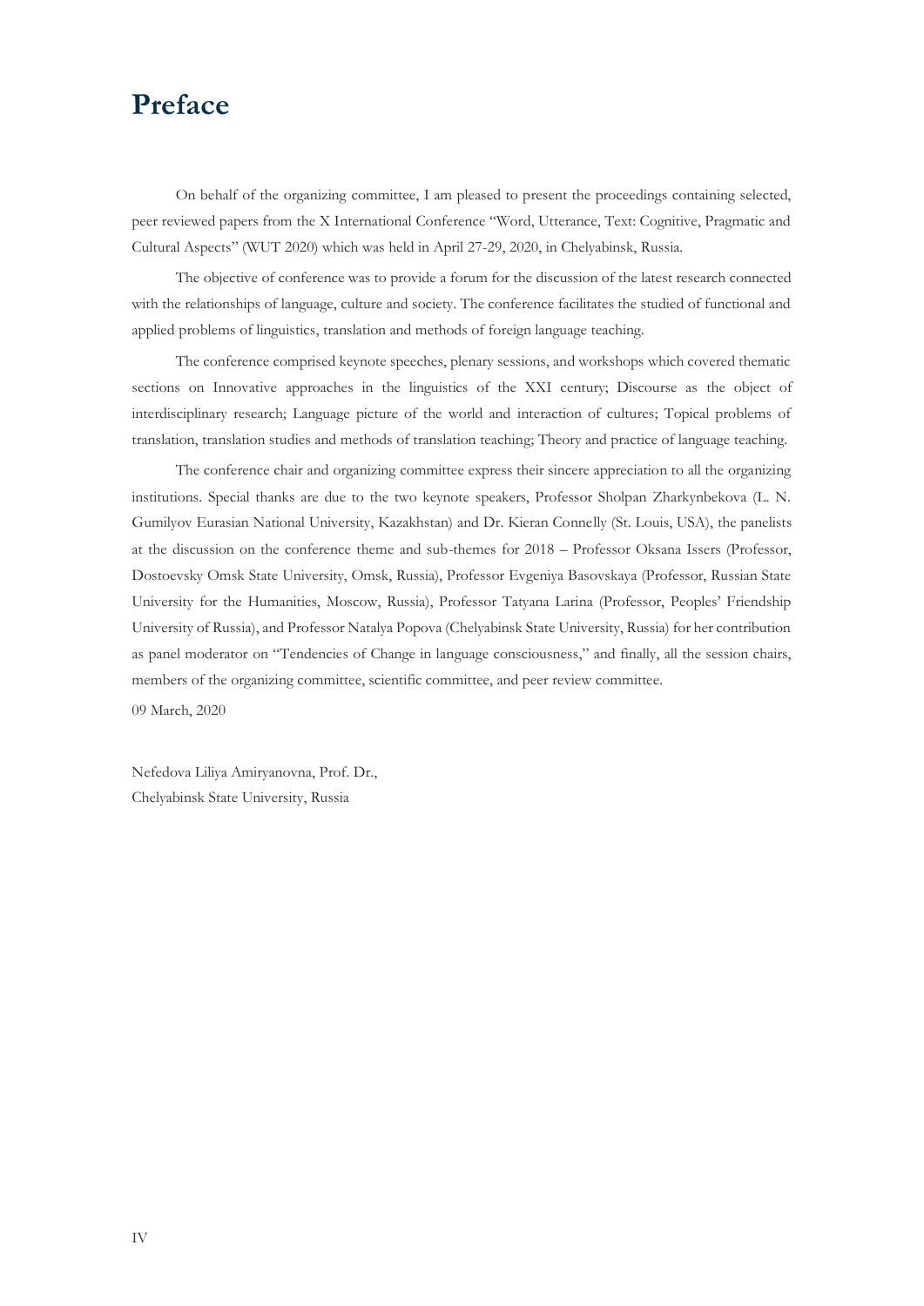# Preface

On behalf of the organizing committee, I am pleased to present the proceedings containing selected, peer reviewed papers from the X International Conference "Word, Utterance, Text: Cognitive, Pragmatic and Cultural Aspects" (WUT 2020) which was held in April 27-29, 2020, in Chelyabinsk, Russia.

The objective of conference was to provide a forum for the discussion of the latest research connected with the relationships of language, culture and society. The conference facilitates the studied of functional and applied problems of linguistics, translation and methods of foreign language teaching.

The conference comprised keynote speeches, plenary sessions, and workshops which covered thematic sections on Innovative approaches in the linguistics of the XXI century; Discourse as the object of interdisciplinary research; Language picture of the world and interaction of cultures; Topical problems of translation, translation studies and methods of translation teaching; Theory and practice of language teaching.

The conference chair and organizing committee express their sincere appreciation to all the organizing institutions. Special thanks are due to the two keynote speakers, Professor Sholpan Zharkynbekova (L. N. Gumilyov Eurasian National University, Kazakhstan) and Dr. Kieran Connelly (St. Louis, USA), the panelists at the discussion on the conference theme and sub-themes for 2018 – Professor Oksana Issers (Professor, Dostoevsky Omsk State University, Omsk, Russia), Professor Evgeniya Basovskaya (Professor, Russian State University for the Humanities, Moscow, Russia), Professor Tatyana Larina (Professor, Peoples' Friendship University of Russia), and Professor Natalya Popova (Chelyabinsk State University, Russia) for her contribution as panel moderator on "Tendencies of Change in language consciousness," and finally, all the session chairs, members of the organizing committee, scientific committee, and peer review committee.

09 March, 2020

Nefedova Liliya Amiryanovna, Prof. Dr.,
Chelyabinsk State University, Russia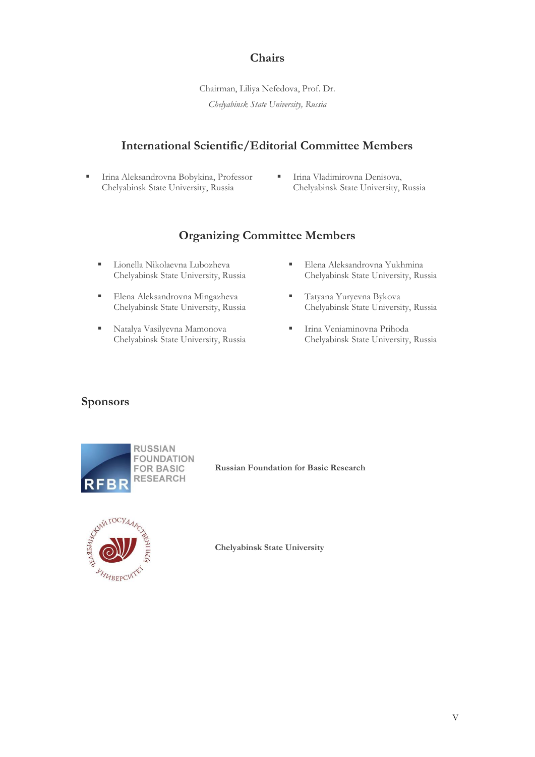## Chairs

Chairman, Liliya Nefedova, Prof. Dr.
*Chelyabinsk State University, Russia*

## International Scientific/Editorial Committee Members

- Irina Aleksandrovna Bobykina, Professor
  Chelyabinsk State University, Russia
- Irina Vladimirovna Denisova,
  Chelyabinsk State University, Russia

## Organizing Committee Members

- Lionella Nikolaevna Lubozheva
  Chelyabinsk State University, Russia
- Elena Aleksandrovna Mingazheva
  Chelyabinsk State University, Russia
- Natalya Vasilyevna Mamonova
  Chelyabinsk State University, Russia
- Elena Aleksandrovna Yukhmina
  Chelyabinsk State University, Russia
- Tatyana Yuryevna Bykova
  Chelyabinsk State University, Russia
- Irina Veniaminovna Prihoda
  Chelyabinsk State University, Russia

## Sponsors

**Russian Foundation for Basic Research**

**Chelyabinsk State University**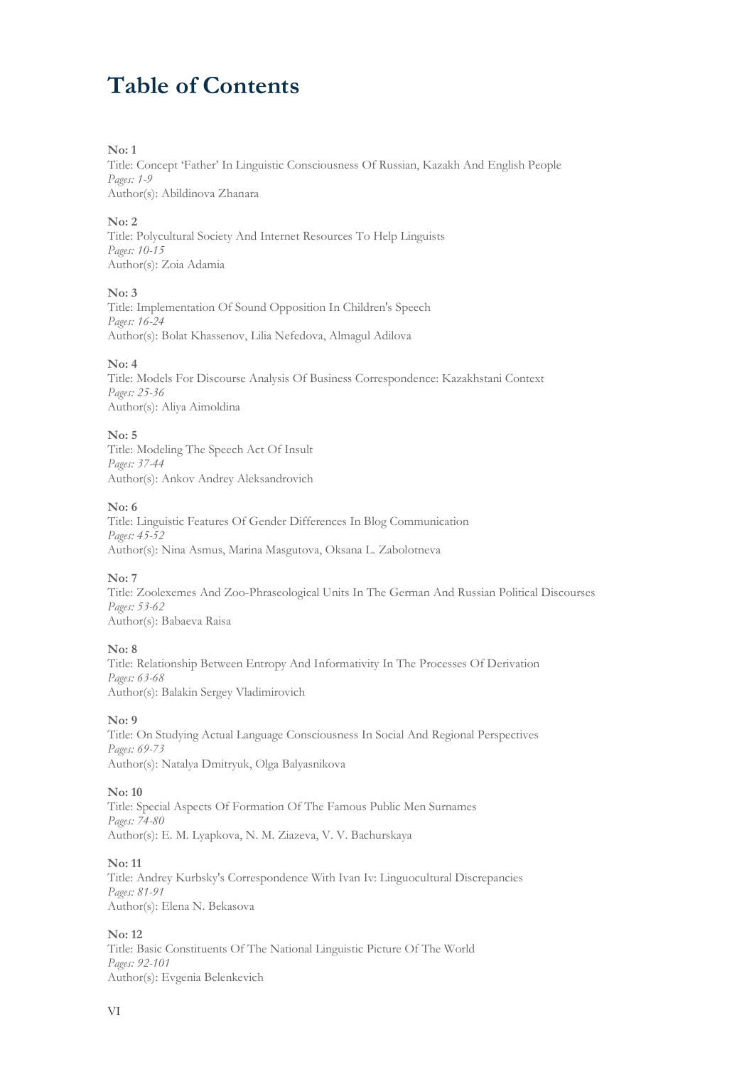# Table of Contents

**No: 1**
Title: Concept 'Father' In Linguistic Consciousness Of Russian, Kazakh And English People
*Pages: 1-9*
Author(s): Abildinova Zhanara

**No: 2**
Title: Polycultural Society And Internet Resources To Help Linguists
*Pages: 10-15*
Author(s): Zoia Adamia

**No: 3**
Title: Implementation Of Sound Opposition In Children's Speech
*Pages: 16-24*
Author(s): Bolat Khassenov, Lilia Nefedova, Almagul Adilova

**No: 4**
Title: Models For Discourse Analysis Of Business Correspondence: Kazakhstani Context
*Pages: 25-36*
Author(s): Aliya Aimoldina

**No: 5**
Title: Modeling The Speech Act Of Insult
*Pages: 37-44*
Author(s): Ankov Andrey Aleksandrovich

**No: 6**
Title: Linguistic Features Of Gender Differences In Blog Communication
*Pages: 45-52*
Author(s): Nina Asmus, Marina Masgutova, Oksana L. Zabolotneva

**No: 7**
Title: Zoolexemes And Zoo-Phraseological Units In The German And Russian Political Discourses
*Pages: 53-62*
Author(s): Babaeva Raisa

**No: 8**
Title: Relationship Between Entropy And Informativity In The Processes Of Derivation
*Pages: 63-68*
Author(s): Balakin Sergey Vladimirovich

**No: 9**
Title: On Studying Actual Language Consciousness In Social And Regional Perspectives
*Pages: 69-73*
Author(s): Natalya Dmitryuk, Olga Balyasnikova

**No: 10**
Title: Special Aspects Of Formation Of The Famous Public Men Surnames
*Pages: 74-80*
Author(s): E. M. Lyapkova, N. M. Ziazeva, V. V. Bachurskaya

**No: 11**
Title: Andrey Kurbsky's Correspondence With Ivan Iv: Linguocultural Discrepancies
*Pages: 81-91*
Author(s): Elena N. Bekasova

**No: 12**
Title: Basic Constituents Of The National Linguistic Picture Of The World
*Pages: 92-101*
Author(s): Evgenia Belenkevich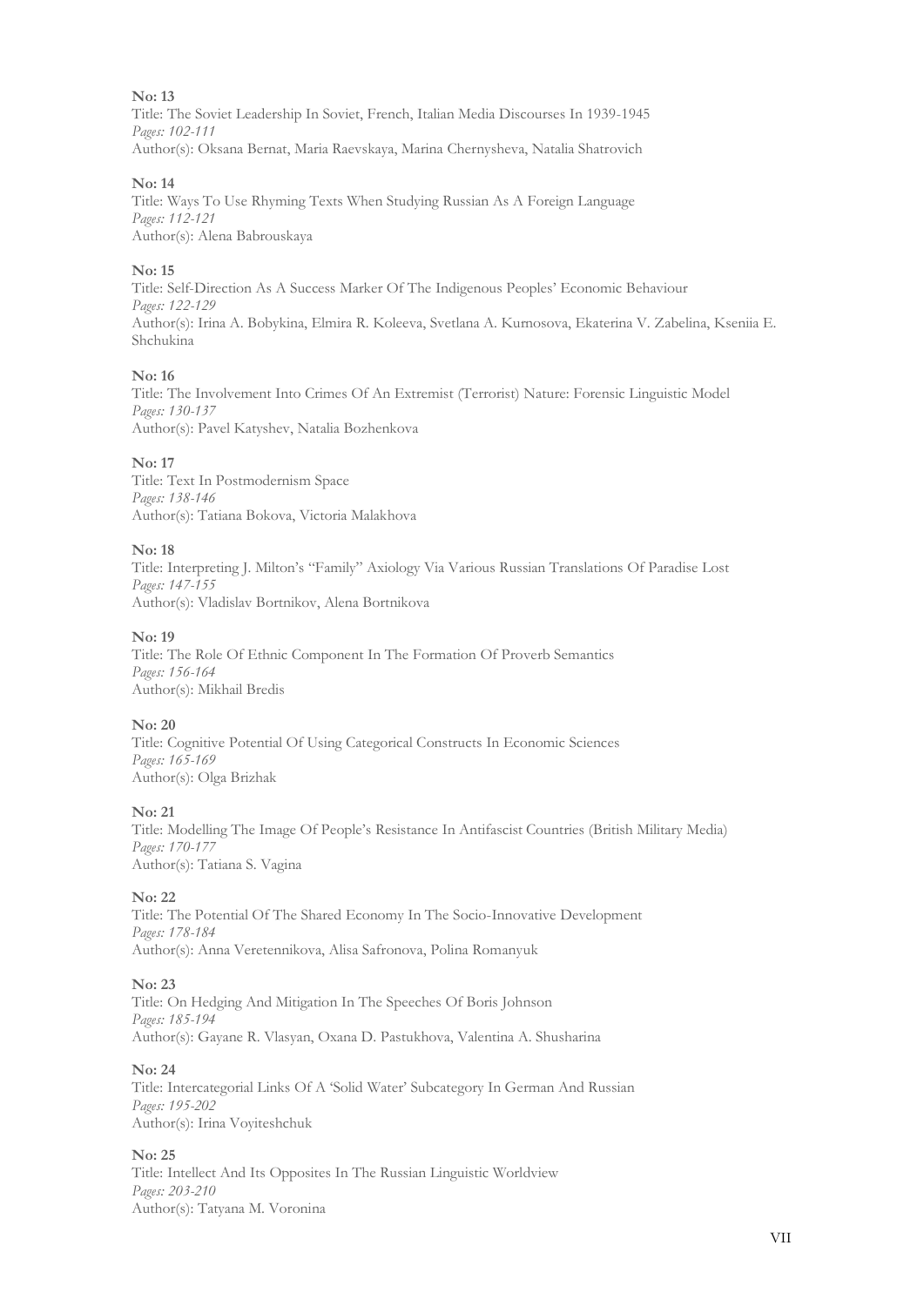**No: 13**
Title: The Soviet Leadership In Soviet, French, Italian Media Discourses In 1939-1945
*Pages: 102-111*
Author(s): Oksana Bernat, Maria Raevskaya, Marina Chernysheva, Natalia Shatrovich

**No: 14**
Title: Ways To Use Rhyming Texts When Studying Russian As A Foreign Language
*Pages: 112-121*
Author(s): Alena Babrouskaya

**No: 15**
Title: Self-Direction As A Success Marker Of The Indigenous Peoples' Economic Behaviour
*Pages: 122-129*
Author(s): Irina A. Bobykina, Elmira R. Koleeva, Svetlana A. Kurnosova, Ekaterina V. Zabelina, Kseniia E. Shchukina

**No: 16**
Title: The Involvement Into Crimes Of An Extremist (Terrorist) Nature: Forensic Linguistic Model
*Pages: 130-137*
Author(s): Pavel Katyshev, Natalia Bozhenkova

**No: 17**
Title: Text In Postmodernism Space
*Pages: 138-146*
Author(s): Tatiana Bokova, Victoria Malakhova

**No: 18**
Title: Interpreting J. Milton's "Family" Axiology Via Various Russian Translations Of Paradise Lost
*Pages: 147-155*
Author(s): Vladislav Bortnikov, Alena Bortnikova

**No: 19**
Title: The Role Of Ethnic Component In The Formation Of Proverb Semantics
*Pages: 156-164*
Author(s): Mikhail Bredis

**No: 20**
Title: Cognitive Potential Of Using Categorical Constructs In Economic Sciences
*Pages: 165-169*
Author(s): Olga Brizhak

**No: 21**
Title: Modelling The Image Of People's Resistance In Antifascist Countries (British Military Media)
*Pages: 170-177*
Author(s): Tatiana S. Vagina

**No: 22**
Title: The Potential Of The Shared Economy In The Socio-Innovative Development
*Pages: 178-184*
Author(s): Anna Veretennikova, Alisa Safronova, Polina Romanyuk

**No: 23**
Title: On Hedging And Mitigation In The Speeches Of Boris Johnson
*Pages: 185-194*
Author(s): Gayane R. Vlasyan, Oxana D. Pastukhova, Valentina A. Shusharina

**No: 24**
Title: Intercategorial Links Of A 'Solid Water' Subcategory In German And Russian
*Pages: 195-202*
Author(s): Irina Voyiteshchuk

**No: 25**
Title: Intellect And Its Opposites In The Russian Linguistic Worldview
*Pages: 203-210*
Author(s): Tatyana M. Voronina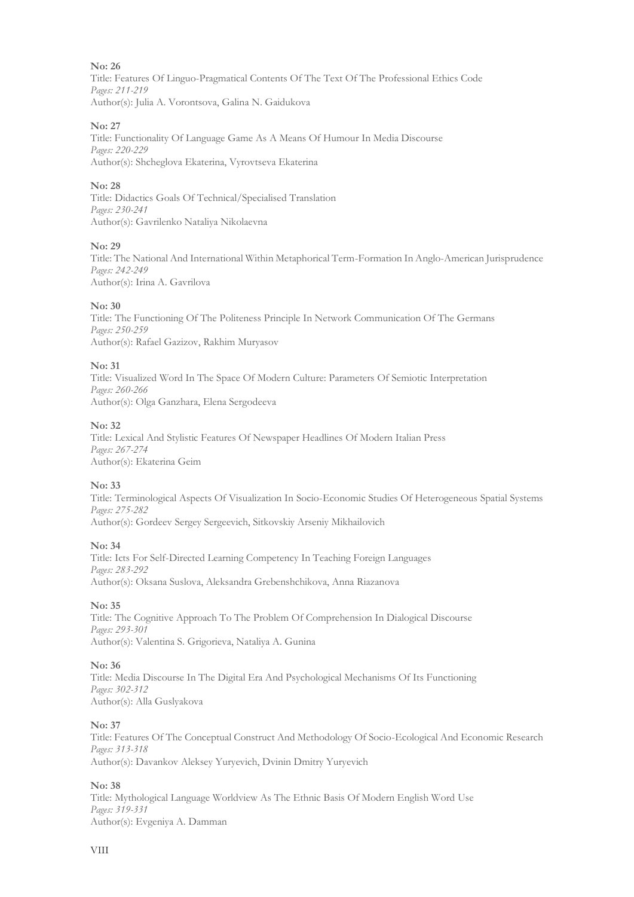**No: 26**
Title: Features Of Linguo-Pragmatical Contents Of The Text Of The Professional Ethics Code
*Pages: 211-219*
Author(s): Julia A. Vorontsova, Galina N. Gaidukova

**No: 27**
Title: Functionality Of Language Game As A Means Of Humour In Media Discourse
*Pages: 220-229*
Author(s): Shcheglova Ekaterina, Vyrovtseva Ekaterina

**No: 28**
Title: Didactics Goals Of Technical/Specialised Translation
*Pages: 230-241*
Author(s): Gavrilenko Nataliya Nikolaevna

**No: 29**
Title: The National And International Within Metaphorical Term-Formation In Anglo-American Jurisprudence
*Pages: 242-249*
Author(s): Irina A. Gavrilova

**No: 30**
Title: The Functioning Of The Politeness Principle In Network Communication Of The Germans
*Pages: 250-259*
Author(s): Rafael Gazizov, Rakhim Muryasov

**No: 31**
Title: Visualized Word In The Space Of Modern Culture: Parameters Of Semiotic Interpretation
*Pages: 260-266*
Author(s): Olga Ganzhara, Elena Sergodeeva

**No: 32**
Title: Lexical And Stylistic Features Of Newspaper Headlines Of Modern Italian Press
*Pages: 267-274*
Author(s): Ekaterina Geim

**No: 33**
Title: Terminological Aspects Of Visualization In Socio-Economic Studies Of Heterogeneous Spatial Systems
*Pages: 275-282*
Author(s): Gordeev Sergey Sergeevich, Sitkovskiy Arseniy Mikhailovich

**No: 34**
Title: Icts For Self-Directed Learning Competency In Teaching Foreign Languages
*Pages: 283-292*
Author(s): Oksana Suslova, Aleksandra Grebenshchikova, Anna Riazanova

**No: 35**
Title: The Cognitive Approach To The Problem Of Comprehension In Dialogical Discourse
*Pages: 293-301*
Author(s): Valentina S. Grigorieva, Nataliya A. Gunina

**No: 36**
Title: Media Discourse In The Digital Era And Psychological Mechanisms Of Its Functioning
*Pages: 302-312*
Author(s): Alla Guslyakova

**No: 37**
Title: Features Of The Conceptual Construct And Methodology Of Socio-Ecological And Economic Research
*Pages: 313-318*
Author(s): Davankov Aleksey Yuryevich, Dvinin Dmitry Yuryevich

**No: 38**
Title: Mythological Language Worldview As The Ethnic Basis Of Modern English Word Use
*Pages: 319-331*
Author(s): Evgeniya A. Damman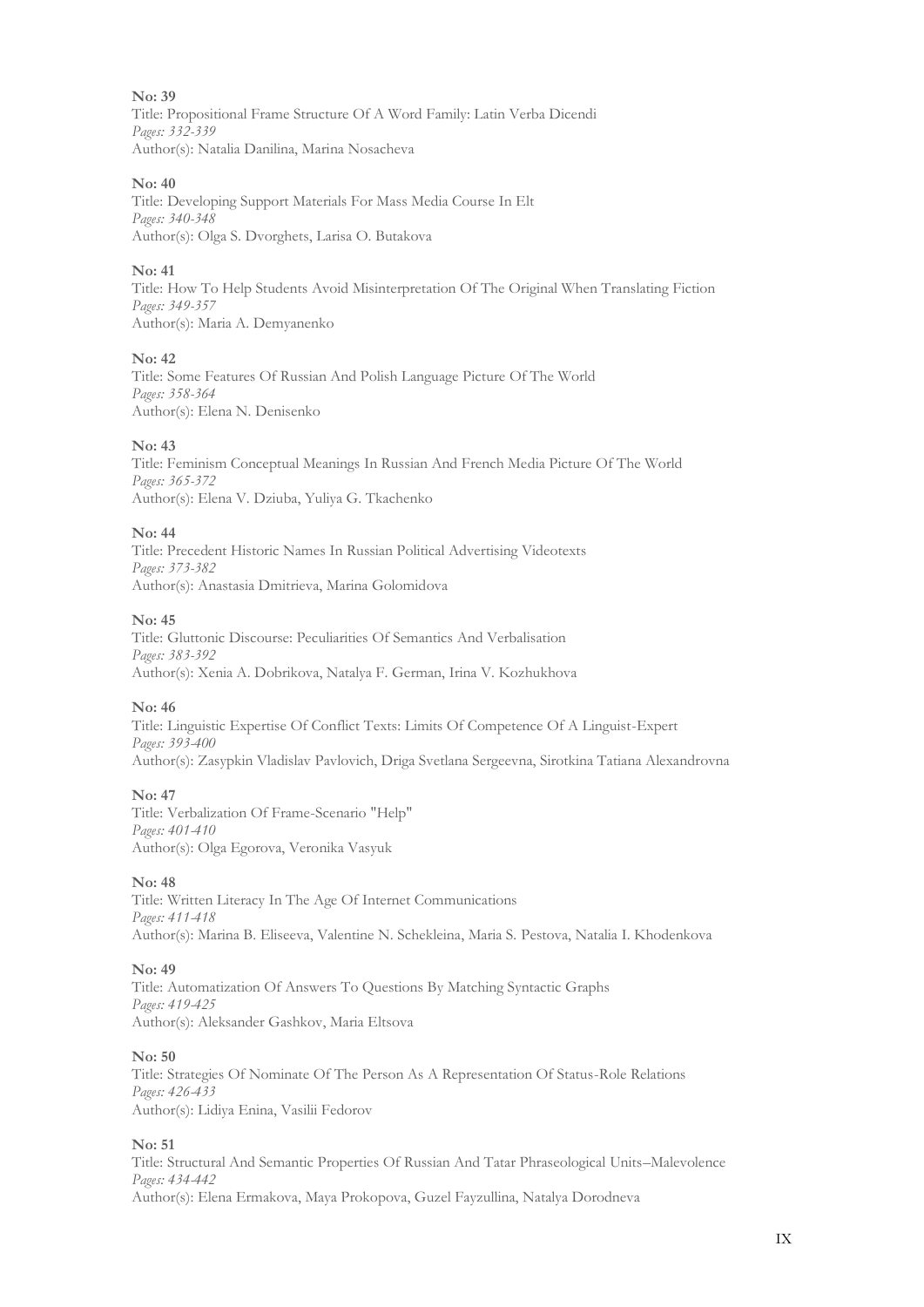**No: 39**
Title: Propositional Frame Structure Of A Word Family: Latin Verba Dicendi
*Pages: 332-339*
Author(s): Natalia Danilina, Marina Nosacheva

**No: 40**
Title: Developing Support Materials For Mass Media Course In Elt
*Pages: 340-348*
Author(s): Olga S. Dvorghets, Larisa O. Butakova

**No: 41**
Title: How To Help Students Avoid Misinterpretation Of The Original When Translating Fiction
*Pages: 349-357*
Author(s): Maria A. Demyanenko

**No: 42**
Title: Some Features Of Russian And Polish Language Picture Of The World
*Pages: 358-364*
Author(s): Elena N. Denisenko

**No: 43**
Title: Feminism Conceptual Meanings In Russian And French Media Picture Of The World
*Pages: 365-372*
Author(s): Elena V. Dziuba, Yuliya G. Tkachenko

**No: 44**
Title: Precedent Historic Names In Russian Political Advertising Videotexts
*Pages: 373-382*
Author(s): Anastasia Dmitrieva, Marina Golomidova

**No: 45**
Title: Gluttonic Discourse: Peculiarities Of Semantics And Verbalisation
*Pages: 383-392*
Author(s): Xenia A. Dobrikova, Natalya F. German, Irina V. Kozhukhova

**No: 46**
Title: Linguistic Expertise Of Conflict Texts: Limits Of Competence Of A Linguist-Expert
*Pages: 393-400*
Author(s): Zasypkin Vladislav Pavlovich, Driga Svetlana Sergeevna, Sirotkina Tatiana Alexandrovna

**No: 47**
Title: Verbalization Of Frame-Scenario "Help"
*Pages: 401-410*
Author(s): Olga Egorova, Veronika Vasyuk

**No: 48**
Title: Written Literacy In The Age Of Internet Communications
*Pages: 411-418*
Author(s): Marina B. Eliseeva, Valentine N. Schekleina, Maria S. Pestova, Natalia I. Khodenkova

**No: 49**
Title: Automatization Of Answers To Questions By Matching Syntactic Graphs
*Pages: 419-425*
Author(s): Aleksander Gashkov, Maria Eltsova

**No: 50**
Title: Strategies Of Nominate Of The Person As A Representation Of Status-Role Relations
*Pages: 426-433*
Author(s): Lidiya Enina, Vasilii Fedorov

**No: 51**
Title: Structural And Semantic Properties Of Russian And Tatar Phraseological Units–Malevolence
*Pages: 434-442*
Author(s): Elena Ermakova, Maya Prokopova, Guzel Fayzullina, Natalya Dorodneva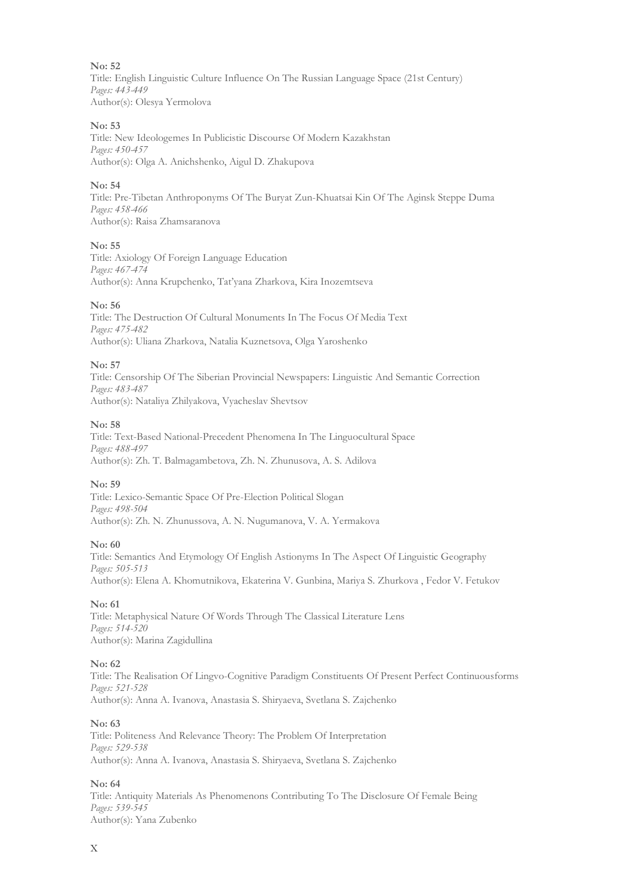**No: 52**
Title: English Linguistic Culture Influence On The Russian Language Space (21st Century)
*Pages: 443-449*
Author(s): Olesya Yermolova

**No: 53**
Title: New Ideologemes In Publicistic Discourse Of Modern Kazakhstan
*Pages: 450-457*
Author(s): Olga A. Anichshenko, Aigul D. Zhakupova

**No: 54**
Title: Pre-Tibetan Anthroponyms Of The Buryat Zun-Khuatsai Kin Of The Aginsk Steppe Duma
*Pages: 458-466*
Author(s): Raisa Zhamsaranova

**No: 55**
Title: Axiology Of Foreign Language Education
*Pages: 467-474*
Author(s): Anna Krupchenko, Tat'yana Zharkova, Kira Inozemtseva

**No: 56**
Title: The Destruction Of Cultural Monuments In The Focus Of Media Text
*Pages: 475-482*
Author(s): Uliana Zharkova, Natalia Kuznetsova, Olga Yaroshenko

**No: 57**
Title: Censorship Of The Siberian Provincial Newspapers: Linguistic And Semantic Correction
*Pages: 483-487*
Author(s): Nataliya Zhilyakova, Vyacheslav Shevtsov

**No: 58**
Title: Text-Based National-Precedent Phenomena In The Linguocultural Space
*Pages: 488-497*
Author(s): Zh. T. Balmagambetova, Zh. N. Zhunusova, A. S. Adilova

**No: 59**
Title: Lexico-Semantic Space Of Pre-Election Political Slogan
*Pages: 498-504*
Author(s): Zh. N. Zhunussova, A. N. Nugumanova, V. A. Yermakova

**No: 60**
Title: Semantics And Etymology Of English Astionyms In The Aspect Of Linguistic Geography
*Pages: 505-513*
Author(s): Elena A. Khomutnikova, Ekaterina V. Gunbina, Mariya S. Zhurkova , Fedor V. Fetukov

**No: 61**
Title: Metaphysical Nature Of Words Through The Classical Literature Lens
*Pages: 514-520*
Author(s): Marina Zagidullina

**No: 62**
Title: The Realisation Of Lingvo-Cognitive Paradigm Constituents Of Present Perfect Continuousforms
*Pages: 521-528*
Author(s): Anna A. Ivanova, Anastasia S. Shiryaeva, Svetlana S. Zajchenko

**No: 63**
Title: Politeness And Relevance Theory: The Problem Of Interpretation
*Pages: 529-538*
Author(s): Anna A. Ivanova, Anastasia S. Shiryaeva, Svetlana S. Zajchenko

**No: 64**
Title: Antiquity Materials As Phenomenons Contributing To The Disclosure Of Female Being
*Pages: 539-545*
Author(s): Yana Zubenko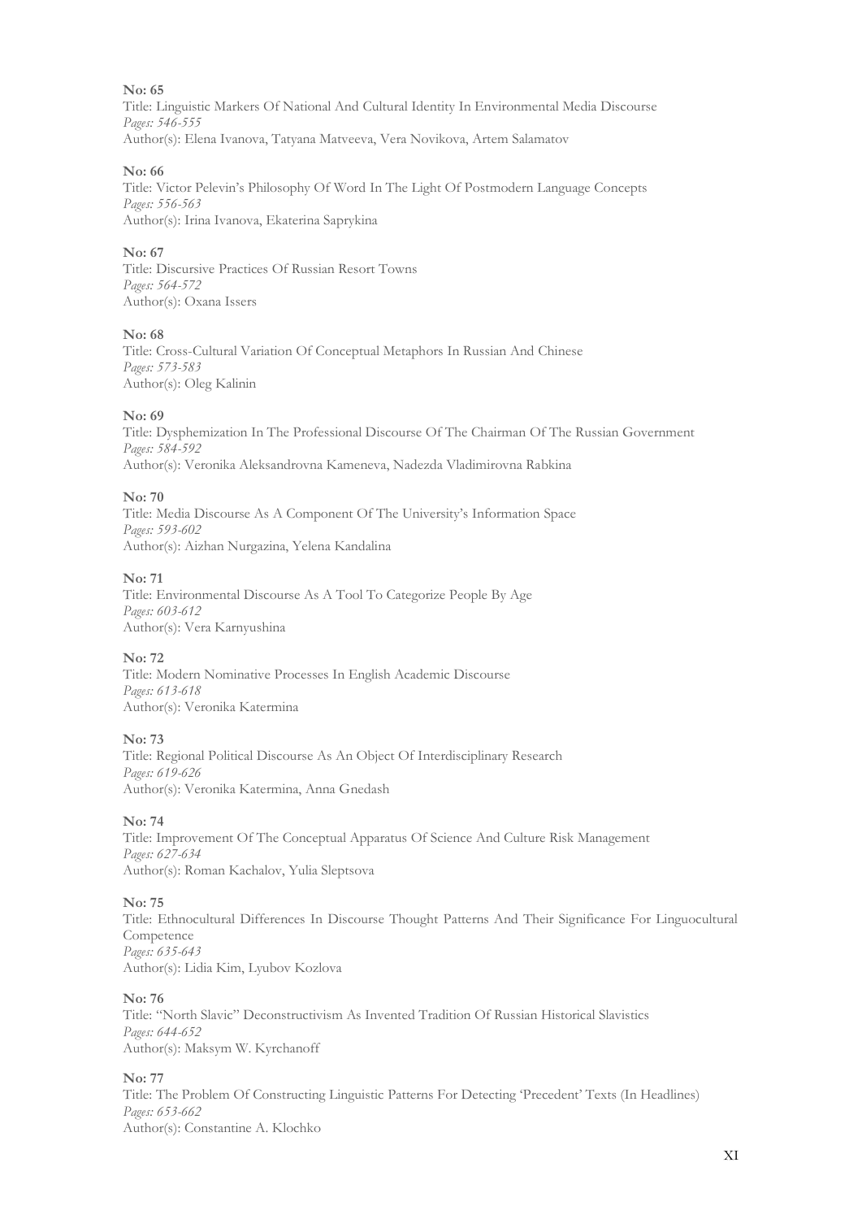**No: 65**
Title: Linguistic Markers Of National And Cultural Identity In Environmental Media Discourse
*Pages: 546-555*
Author(s): Elena Ivanova, Tatyana Matveeva, Vera Novikova, Artem Salamatov

**No: 66**
Title: Victor Pelevin's Philosophy Of Word In The Light Of Postmodern Language Concepts
*Pages: 556-563*
Author(s): Irina Ivanova, Ekaterina Saprykina

**No: 67**
Title: Discursive Practices Of Russian Resort Towns
*Pages: 564-572*
Author(s): Oxana Issers

**No: 68**
Title: Cross-Cultural Variation Of Conceptual Metaphors In Russian And Chinese
*Pages: 573-583*
Author(s): Oleg Kalinin

**No: 69**
Title: Dysphemization In The Professional Discourse Of The Chairman Of The Russian Government
*Pages: 584-592*
Author(s): Veronika Aleksandrovna Kameneva, Nadezda Vladimirovna Rabkina

**No: 70**
Title: Media Discourse As A Component Of The University's Information Space
*Pages: 593-602*
Author(s): Aizhan Nurgazina, Yelena Kandalina

**No: 71**
Title: Environmental Discourse As A Tool To Categorize People By Age
*Pages: 603-612*
Author(s): Vera Karnyushina

**No: 72**
Title: Modern Nominative Processes In English Academic Discourse
*Pages: 613-618*
Author(s): Veronika Katermina

**No: 73**
Title: Regional Political Discourse As An Object Of Interdisciplinary Research
*Pages: 619-626*
Author(s): Veronika Katermina, Anna Gnedash

**No: 74**
Title: Improvement Of The Conceptual Apparatus Of Science And Culture Risk Management
*Pages: 627-634*
Author(s): Roman Kachalov, Yulia Sleptsova

**No: 75**
Title: Ethnocultural Differences In Discourse Thought Patterns And Their Significance For Linguocultural Competence
*Pages: 635-643*
Author(s): Lidia Kim, Lyubov Kozlova

**No: 76**
Title: "North Slavic" Deconstructivism As Invented Tradition Of Russian Historical Slavistics
*Pages: 644-652*
Author(s): Maksym W. Kyrchanoff

**No: 77**
Title: The Problem Of Constructing Linguistic Patterns For Detecting 'Precedent' Texts (In Headlines)
*Pages: 653-662*
Author(s): Constantine A. Klochko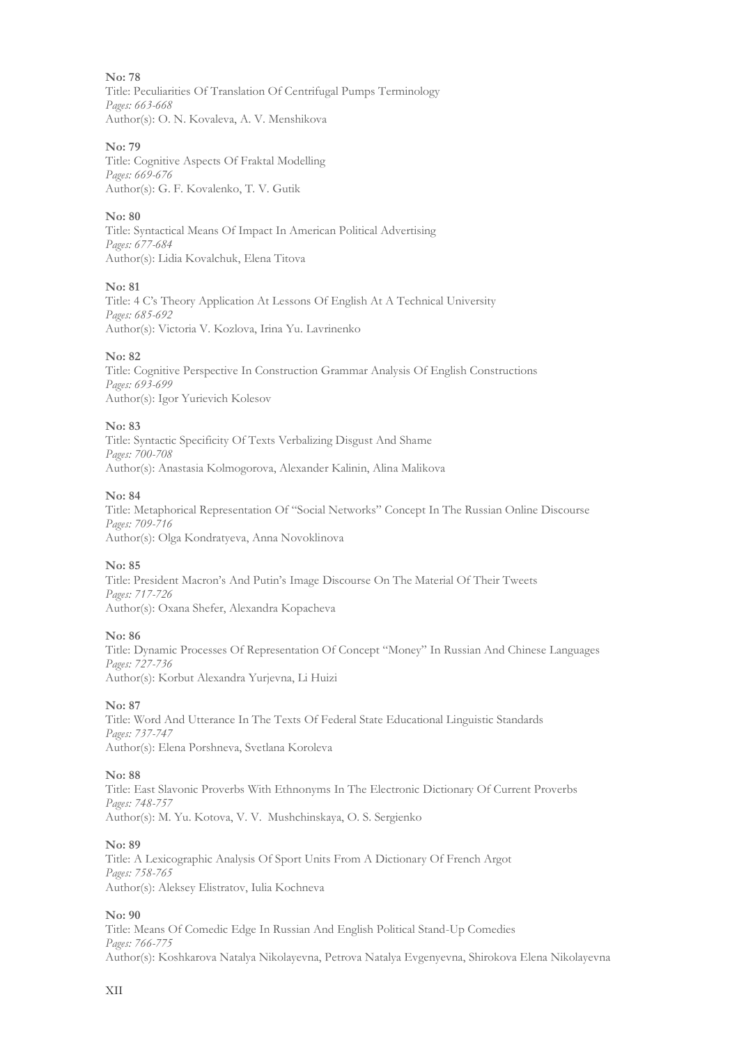**No: 78**
Title: Peculiarities Of Translation Of Centrifugal Pumps Terminology
*Pages: 663-668*
Author(s): O. N. Kovaleva, A. V. Menshikova

**No: 79**
Title: Cognitive Aspects Of Fraktal Modelling
*Pages: 669-676*
Author(s): G. F. Kovalenko, T. V. Gutik

**No: 80**
Title: Syntactical Means Of Impact In American Political Advertising
*Pages: 677-684*
Author(s): Lidia Kovalchuk, Elena Titova

**No: 81**
Title: 4 C's Theory Application At Lessons Of English At A Technical University
*Pages: 685-692*
Author(s): Victoria V. Kozlova, Irina Yu. Lavrinenko

**No: 82**
Title: Cognitive Perspective In Construction Grammar Analysis Of English Constructions
*Pages: 693-699*
Author(s): Igor Yurievich Kolesov

**No: 83**
Title: Syntactic Specificity Of Texts Verbalizing Disgust And Shame
*Pages: 700-708*
Author(s): Anastasia Kolmogorova, Alexander Kalinin, Alina Malikova

**No: 84**
Title: Metaphorical Representation Of "Social Networks" Concept In The Russian Online Discourse
*Pages: 709-716*
Author(s): Olga Kondratyeva, Anna Novoklinova

**No: 85**
Title: President Macron's And Putin's Image Discourse On The Material Of Their Tweets
*Pages: 717-726*
Author(s): Oxana Shefer, Alexandra Kopacheva

**No: 86**
Title: Dynamic Processes Of Representation Of Concept "Money" In Russian And Chinese Languages
*Pages: 727-736*
Author(s): Korbut Alexandra Yurjevna, Li Huizi

**No: 87**
Title: Word And Utterance In The Texts Of Federal State Educational Linguistic Standards
*Pages: 737-747*
Author(s): Elena Porshneva, Svetlana Koroleva

**No: 88**
Title: East Slavonic Proverbs With Ethnonyms In The Electronic Dictionary Of Current Proverbs
*Pages: 748-757*
Author(s): M. Yu. Kotova, V. V. Mushchinskaya, O. S. Sergienko

**No: 89**
Title: A Lexicographic Analysis Of Sport Units From A Dictionary Of French Argot
*Pages: 758-765*
Author(s): Aleksey Elistratov, Iulia Kochneva

**No: 90**
Title: Means Of Comedic Edge In Russian And English Political Stand-Up Comedies
*Pages: 766-775*
Author(s): Koshkarova Natalya Nikolayevna, Petrova Natalya Evgenyevna, Shirokova Elena Nikolayevna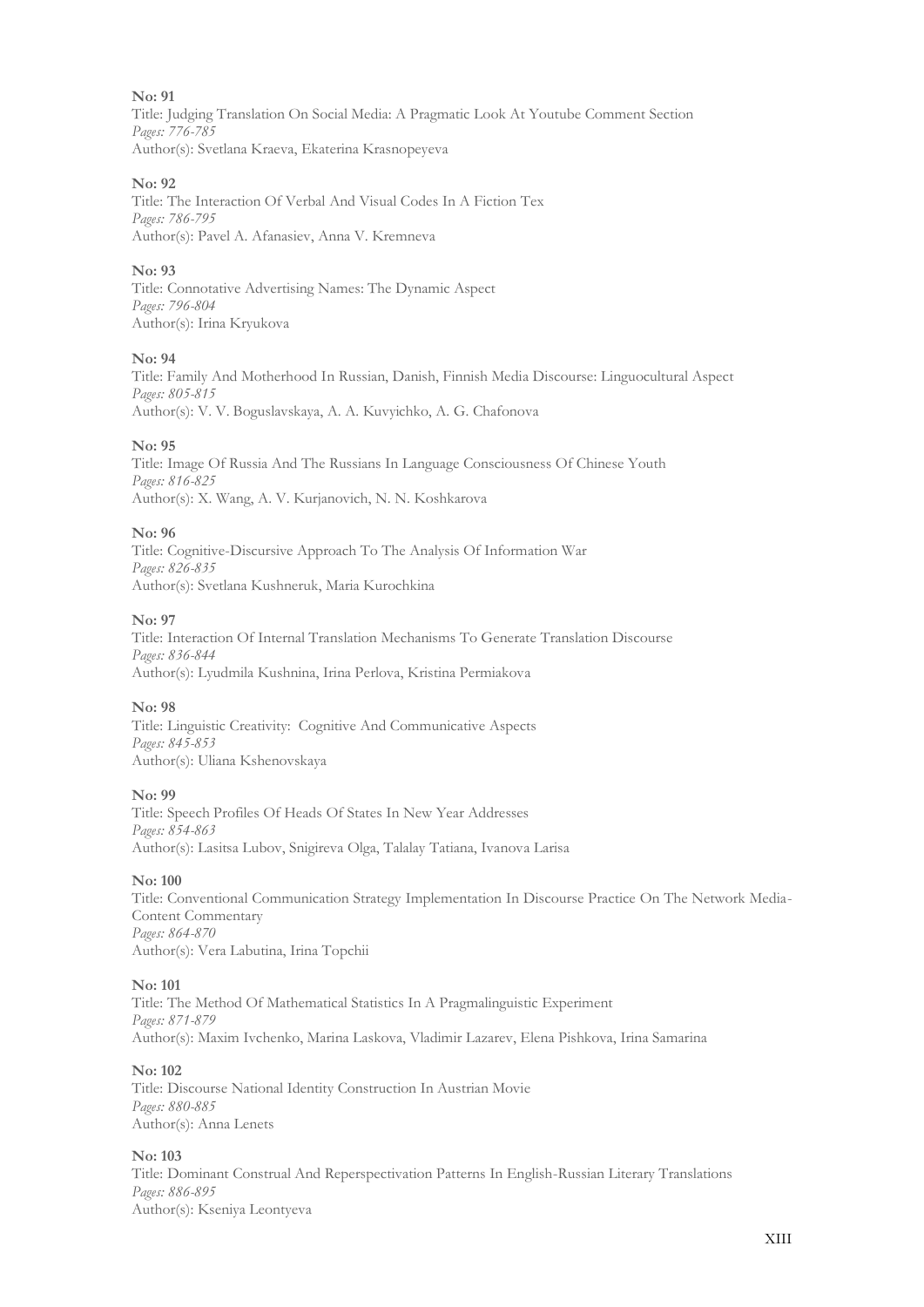**No: 91**
Title: Judging Translation On Social Media: A Pragmatic Look At Youtube Comment Section
*Pages: 776-785*
Author(s): Svetlana Kraeva, Ekaterina Krasnopeyeva

**No: 92**
Title: The Interaction Of Verbal And Visual Codes In A Fiction Tex
*Pages: 786-795*
Author(s): Pavel A. Afanasiev, Anna V. Kremneva

**No: 93**
Title: Connotative Advertising Names: The Dynamic Aspect
*Pages: 796-804*
Author(s): Irina Kryukova

**No: 94**
Title: Family And Motherhood In Russian, Danish, Finnish Media Discourse: Linguocultural Aspect
*Pages: 805-815*
Author(s): V. V. Boguslavskaya, A. A. Kuvyichko, A. G. Chafonova

**No: 95**
Title: Image Of Russia And The Russians In Language Consciousness Of Chinese Youth
*Pages: 816-825*
Author(s): X. Wang, A. V. Kurjanovich, N. N. Koshkarova

**No: 96**
Title: Cognitive-Discursive Approach To The Analysis Of Information War
*Pages: 826-835*
Author(s): Svetlana Kushneruk, Maria Kurochkina

**No: 97**
Title: Interaction Of Internal Translation Mechanisms To Generate Translation Discourse
*Pages: 836-844*
Author(s): Lyudmila Kushnina, Irina Perlova, Kristina Permiakova

**No: 98**
Title: Linguistic Creativity: Cognitive And Communicative Aspects
*Pages: 845-853*
Author(s): Uliana Kshenovskaya

**No: 99**
Title: Speech Profiles Of Heads Of States In New Year Addresses
*Pages: 854-863*
Author(s): Lasitsa Lubov, Snigireva Olga, Talalay Tatiana, Ivanova Larisa

**No: 100**
Title: Conventional Communication Strategy Implementation In Discourse Practice On The Network Media-Content Commentary
*Pages: 864-870*
Author(s): Vera Labutina, Irina Topchii

**No: 101**
Title: The Method Of Mathematical Statistics In A Pragmalinguistic Experiment
*Pages: 871-879*
Author(s): Maxim Ivchenko, Marina Laskova, Vladimir Lazarev, Elena Pishkova, Irina Samarina

**No: 102**
Title: Discourse National Identity Construction In Austrian Movie
*Pages: 880-885*
Author(s): Anna Lenets

**No: 103**
Title: Dominant Construal And Reperspectivation Patterns In English-Russian Literary Translations
*Pages: 886-895*
Author(s): Kseniya Leontyeva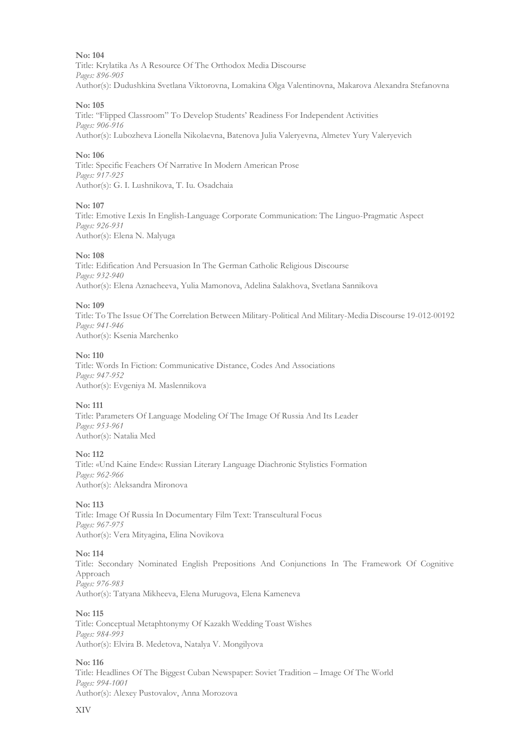**No: 104**
Title: Krylatika As A Resource Of The Orthodox Media Discourse
*Pages: 896-905*
Author(s): Dudushkina Svetlana Viktorovna, Lomakina Olga Valentinovna, Makarova Alexandra Stefanovna

**No: 105**
Title: "Flipped Classroom" To Develop Students' Readiness For Independent Activities
*Pages: 906-916*
Author(s): Lubozheva Lionella Nikolaevna, Batenova Julia Valeryevna, Almetev Yury Valeryevich

**No: 106**
Title: Specific Feachers Of Narrative In Modern American Prose
*Pages: 917-925*
Author(s): G. I. Lushnikova, T. Iu. Osadchaia

**No: 107**
Title: Emotive Lexis In English-Language Corporate Communication: The Linguo-Pragmatic Aspect
*Pages: 926-931*
Author(s): Elena N. Malyuga

**No: 108**
Title: Edification And Persuasion In The German Catholic Religious Discourse
*Pages: 932-940*
Author(s): Elena Aznacheeva, Yulia Mamonova, Adelina Salakhova, Svetlana Sannikova

**No: 109**
Title: To The Issue Of The Correlation Between Military-Political And Military-Media Discourse 19-012-00192
*Pages: 941-946*
Author(s): Ksenia Marchenko

**No: 110**
Title: Words In Fiction: Communicative Distance, Codes And Associations
*Pages: 947-952*
Author(s): Evgeniya M. Maslennikova

**No: 111**
Title: Parameters Of Language Modeling Of The Image Of Russia And Its Leader
*Pages: 953-961*
Author(s): Natalia Med

**No: 112**
Title: «Und Kaine Ende»: Russian Literary Language Diachronic Stylistics Formation
*Pages: 962-966*
Author(s): Aleksandra Mironova

**No: 113**
Title: Image Of Russia In Documentary Film Text: Transcultural Focus
*Pages: 967-975*
Author(s): Vera Mityagina, Elina Novikova

**No: 114**
Title: Secondary Nominated English Prepositions And Conjunctions In The Framework Of Cognitive Approach
*Pages: 976-983*
Author(s): Tatyana Mikheeva, Elena Murugova, Elena Kameneva

**No: 115**
Title: Conceptual Metaphtonymy Of Kazakh Wedding Toast Wishes
*Pages: 984-993*
Author(s): Elvira B. Medetova, Natalya V. Mongilyova

**No: 116**
Title: Headlines Of The Biggest Cuban Newspaper: Soviet Tradition – Image Of The World
*Pages: 994-1001*
Author(s): Alexey Pustovalov, Anna Morozova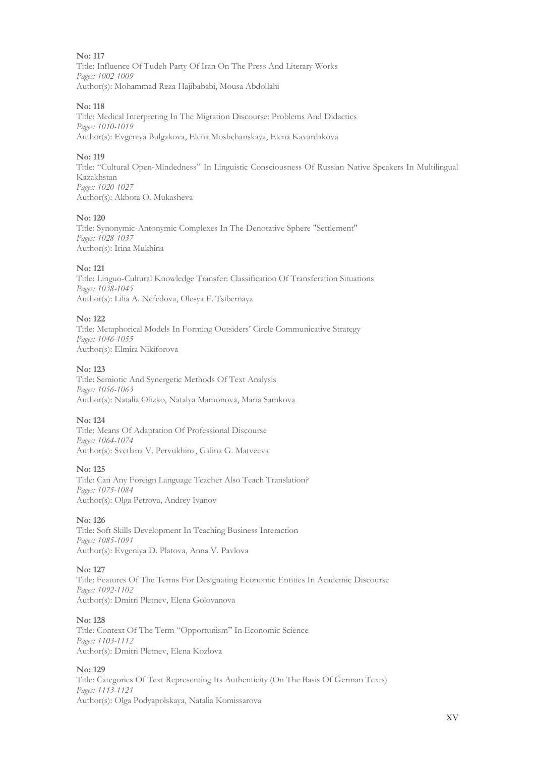**No: 117**
Title: Influence Of Tudeh Party Of Iran On The Press And Literary Works
*Pages: 1002-1009*
Author(s): Mohammad Reza Hajibababi, Mousa Abdollahi

**No: 118**
Title: Medical Interpreting In The Migration Discourse: Problems And Didactics
*Pages: 1010-1019*
Author(s): Evgeniya Bulgakova, Elena Moshchanskaya, Elena Kavardakova

**No: 119**
Title: "Cultural Open-Mindedness" In Linguistic Consciousness Of Russian Native Speakers In Multilingual Kazakhstan
*Pages: 1020-1027*
Author(s): Akbota O. Mukasheva

**No: 120**
Title: Synonymic-Antonymic Complexes In The Denotative Sphere "Settlement"
*Pages: 1028-1037*
Author(s): Irina Mukhina

**No: 121**
Title: Linguo-Cultural Knowledge Transfer: Classification Of Transferation Situations
*Pages: 1038-1045*
Author(s): Lilia A. Nefedova, Olesya F. Tsibernaya

**No: 122**
Title: Metaphorical Models In Forming Outsiders' Circle Communicative Strategy
*Pages: 1046-1055*
Author(s): Elmira Nikiforova

**No: 123**
Title: Semiotic And Synergetic Methods Of Text Analysis
*Pages: 1056-1063*
Author(s): Natalia Olizko, Natalya Mamonova, Maria Samkova

**No: 124**
Title: Means Of Adaptation Of Professional Discourse
*Pages: 1064-1074*
Author(s): Svetlana V. Pervukhina, Galina G. Matveeva

**No: 125**
Title: Can Any Foreign Language Teacher Also Teach Translation?
*Pages: 1075-1084*
Author(s): Olga Petrova, Andrey Ivanov

**No: 126**
Title: Soft Skills Development In Teaching Business Interaction
*Pages: 1085-1091*
Author(s): Evgeniya D. Platova, Anna V. Pavlova

**No: 127**
Title: Features Of The Terms For Designating Economic Entities In Academic Discourse
*Pages: 1092-1102*
Author(s): Dmitri Pletnev, Elena Golovanova

**No: 128**
Title: Context Of The Term "Opportunism" In Economic Science
*Pages: 1103-1112*
Author(s): Dmitri Pletnev, Elena Kozlova

**No: 129**
Title: Categories Of Text Representing Its Authenticity (On The Basis Of German Texts)
*Pages: 1113-1121*
Author(s): Olga Podyapolskaya, Natalia Komissarova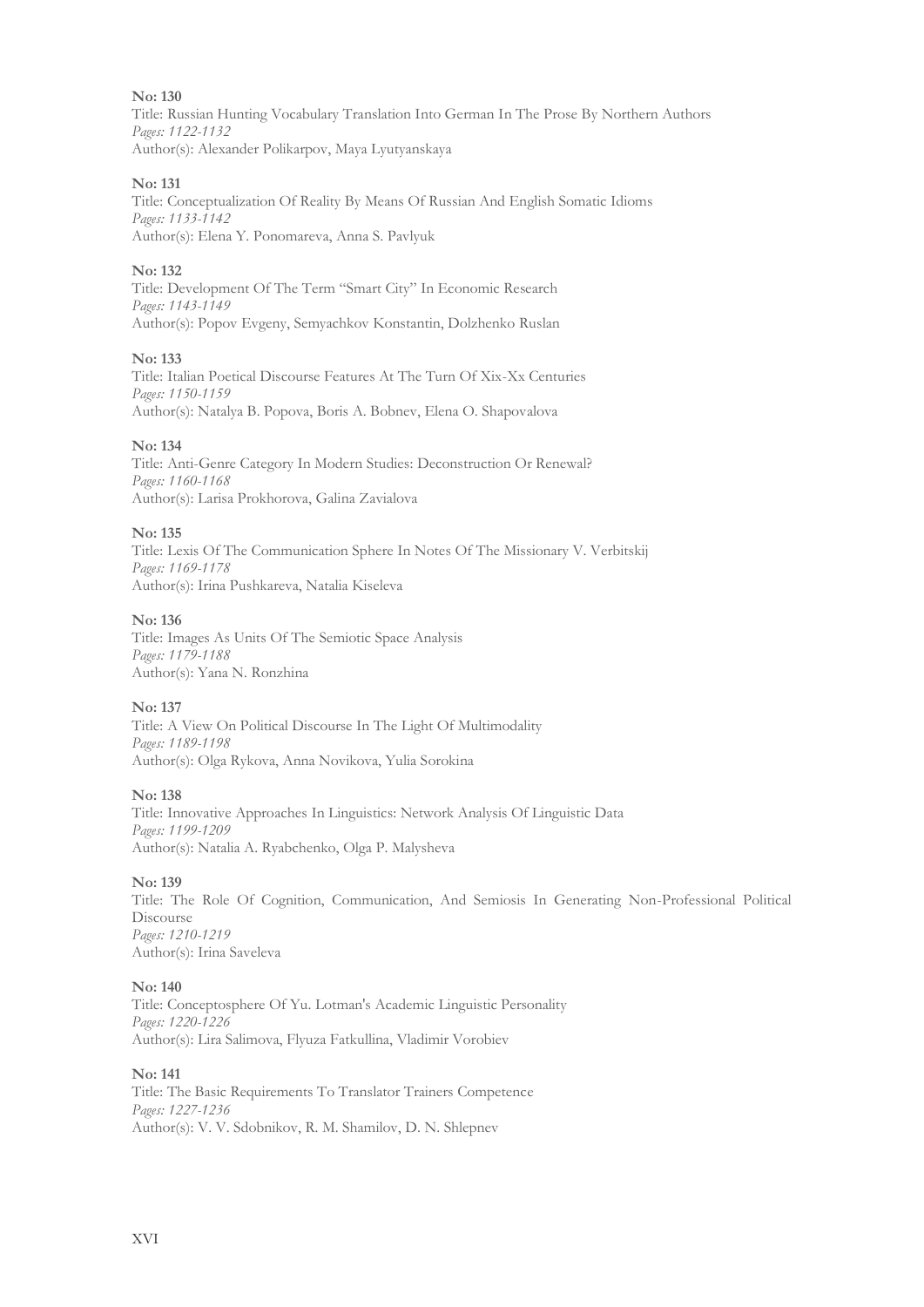**No: 130**
Title: Russian Hunting Vocabulary Translation Into German In The Prose By Northern Authors
*Pages: 1122-1132*
Author(s): Alexander Polikarpov, Maya Lyutyanskaya

**No: 131**
Title: Conceptualization Of Reality By Means Of Russian And English Somatic Idioms
*Pages: 1133-1142*
Author(s): Elena Y. Ponomareva, Anna S. Pavlyuk

**No: 132**
Title: Development Of The Term "Smart City" In Economic Research
*Pages: 1143-1149*
Author(s): Popov Evgeny, Semyachkov Konstantin, Dolzhenko Ruslan

**No: 133**
Title: Italian Poetical Discourse Features At The Turn Of Xix-Xx Centuries
*Pages: 1150-1159*
Author(s): Natalya B. Popova, Boris A. Bobnev, Elena O. Shapovalova

**No: 134**
Title: Anti-Genre Category In Modern Studies: Deconstruction Or Renewal?
*Pages: 1160-1168*
Author(s): Larisa Prokhorova, Galina Zavialova

**No: 135**
Title: Lexis Of The Communication Sphere In Notes Of The Missionary V. Verbitskij
*Pages: 1169-1178*
Author(s): Irina Pushkareva, Natalia Kiseleva

**No: 136**
Title: Images As Units Of The Semiotic Space Analysis
*Pages: 1179-1188*
Author(s): Yana N. Ronzhina

**No: 137**
Title: A View On Political Discourse In The Light Of Multimodality
*Pages: 1189-1198*
Author(s): Olga Rykova, Anna Novikova, Yulia Sorokina

**No: 138**
Title: Innovative Approaches In Linguistics: Network Analysis Of Linguistic Data
*Pages: 1199-1209*
Author(s): Natalia A. Ryabchenko, Olga P. Malysheva

**No: 139**
Title: The Role Of Cognition, Communication, And Semiosis In Generating Non-Professional Political Discourse
*Pages: 1210-1219*
Author(s): Irina Saveleva

**No: 140**
Title: Conceptosphere Of Yu. Lotman's Academic Linguistic Personality
*Pages: 1220-1226*
Author(s): Lira Salimova, Flyuza Fatkullina, Vladimir Vorobiev

**No: 141**
Title: The Basic Requirements To Translator Trainers Competence
*Pages: 1227-1236*
Author(s): V. V. Sdobnikov, R. M. Shamilov, D. N. Shlepnev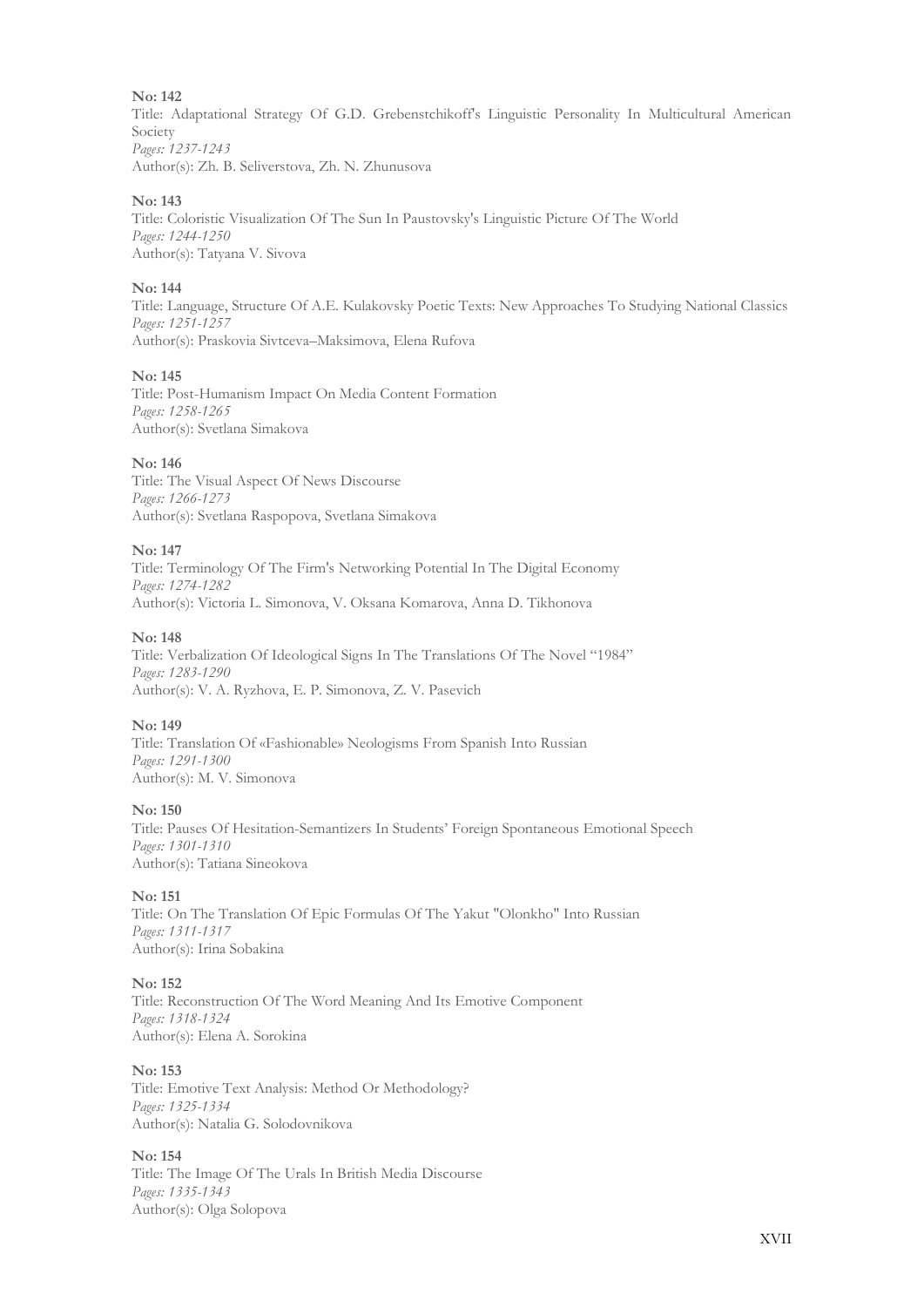**No: 142**

Title: Adaptational Strategy Of G.D. Grebenstchikoff's Linguistic Personality In Multicultural American Society

*Pages: 1237-1243*

Author(s): Zh. B. Seliverstova, Zh. N. Zhunusova

**No: 143**

Title: Coloristic Visualization Of The Sun In Paustovsky's Linguistic Picture Of The World

*Pages: 1244-1250*

Author(s): Tatyana V. Sivova

**No: 144**

Title: Language, Structure Of A.E. Kulakovsky Poetic Texts: New Approaches To Studying National Classics

*Pages: 1251-1257*

Author(s): Praskovia Sivtceva–Maksimova, Elena Rufova

**No: 145**

Title: Post-Humanism Impact On Media Content Formation

*Pages: 1258-1265*

Author(s): Svetlana Simakova

**No: 146**

Title: The Visual Aspect Of News Discourse

*Pages: 1266-1273*

Author(s): Svetlana Raspopova, Svetlana Simakova

**No: 147**

Title: Terminology Of The Firm's Networking Potential In The Digital Economy

*Pages: 1274-1282*

Author(s): Victoria L. Simonova, V. Oksana Komarova, Anna D. Tikhonova

**No: 148**

Title: Verbalization Of Ideological Signs In The Translations Of The Novel "1984"

*Pages: 1283-1290*

Author(s): V. A. Ryzhova, E. P. Simonova, Z. V. Pasevich

**No: 149**

Title: Translation Of «Fashionable» Neologisms From Spanish Into Russian

*Pages: 1291-1300*

Author(s): M. V. Simonova

**No: 150**

Title: Pauses Of Hesitation-Semantizers In Students' Foreign Spontaneous Emotional Speech

*Pages: 1301-1310*

Author(s): Tatiana Sineokova

**No: 151**

Title: On The Translation Of Epic Formulas Of The Yakut "Olonkho" Into Russian

*Pages: 1311-1317*

Author(s): Irina Sobakina

**No: 152**

Title: Reconstruction Of The Word Meaning And Its Emotive Component

*Pages: 1318-1324*

Author(s): Elena A. Sorokina

**No: 153**

Title: Emotive Text Analysis: Method Or Methodology?

*Pages: 1325-1334*

Author(s): Natalia G. Solodovnikova

**No: 154**

Title: The Image Of The Urals In British Media Discourse

*Pages: 1335-1343*

Author(s): Olga Solopova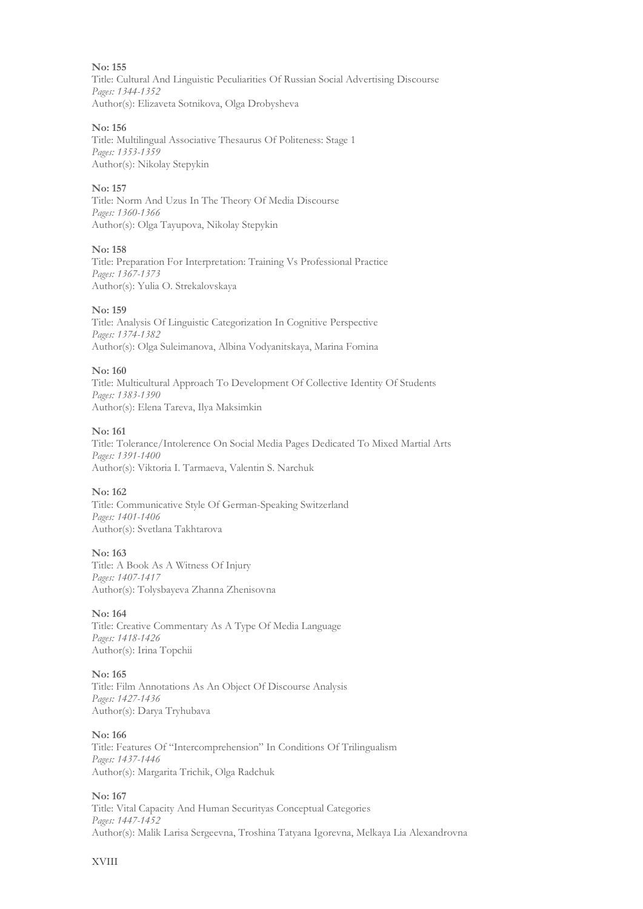**No: 155**
Title: Cultural And Linguistic Peculiarities Of Russian Social Advertising Discourse
*Pages: 1344-1352*
Author(s): Elizaveta Sotnikova, Olga Drobysheva

**No: 156**
Title: Multilingual Associative Thesaurus Of Politeness: Stage 1
*Pages: 1353-1359*
Author(s): Nikolay Stepykin

**No: 157**
Title: Norm And Uzus In The Theory Of Media Discourse
*Pages: 1360-1366*
Author(s): Olga Tayupova, Nikolay Stepykin

**No: 158**
Title: Preparation For Interpretation: Training Vs Professional Practice
*Pages: 1367-1373*
Author(s): Yulia O. Strekalovskaya

**No: 159**
Title: Analysis Of Linguistic Categorization In Cognitive Perspective
*Pages: 1374-1382*
Author(s): Olga Suleimanova, Albina Vodyanitskaya, Marina Fomina

**No: 160**
Title: Multicultural Approach To Development Of Collective Identity Of Students
*Pages: 1383-1390*
Author(s): Elena Tareva, Ilya Maksimkin

**No: 161**
Title: Tolerance/Intolerence On Social Media Pages Dedicated To Mixed Martial Arts
*Pages: 1391-1400*
Author(s): Viktoria I. Tarmaeva, Valentin S. Narchuk

**No: 162**
Title: Communicative Style Of German-Speaking Switzerland
*Pages: 1401-1406*
Author(s): Svetlana Takhtarova

**No: 163**
Title: A Book As A Witness Of Injury
*Pages: 1407-1417*
Author(s): Tolysbayeva Zhanna Zhenisovna

**No: 164**
Title: Creative Commentary As A Type Of Media Language
*Pages: 1418-1426*
Author(s): Irina Topchii

**No: 165**
Title: Film Annotations As An Object Of Discourse Analysis
*Pages: 1427-1436*
Author(s): Darya Tryhubava

**No: 166**
Title: Features Of "Intercomprehension" In Conditions Of Trilingualism
*Pages: 1437-1446*
Author(s): Margarita Trichik, Olga Radchuk

**No: 167**
Title: Vital Capacity And Human Securityas Conceptual Categories
*Pages: 1447-1452*
Author(s): Malik Larisa Sergeevna, Troshina Tatyana Igorevna, Melkaya Lia Alexandrovna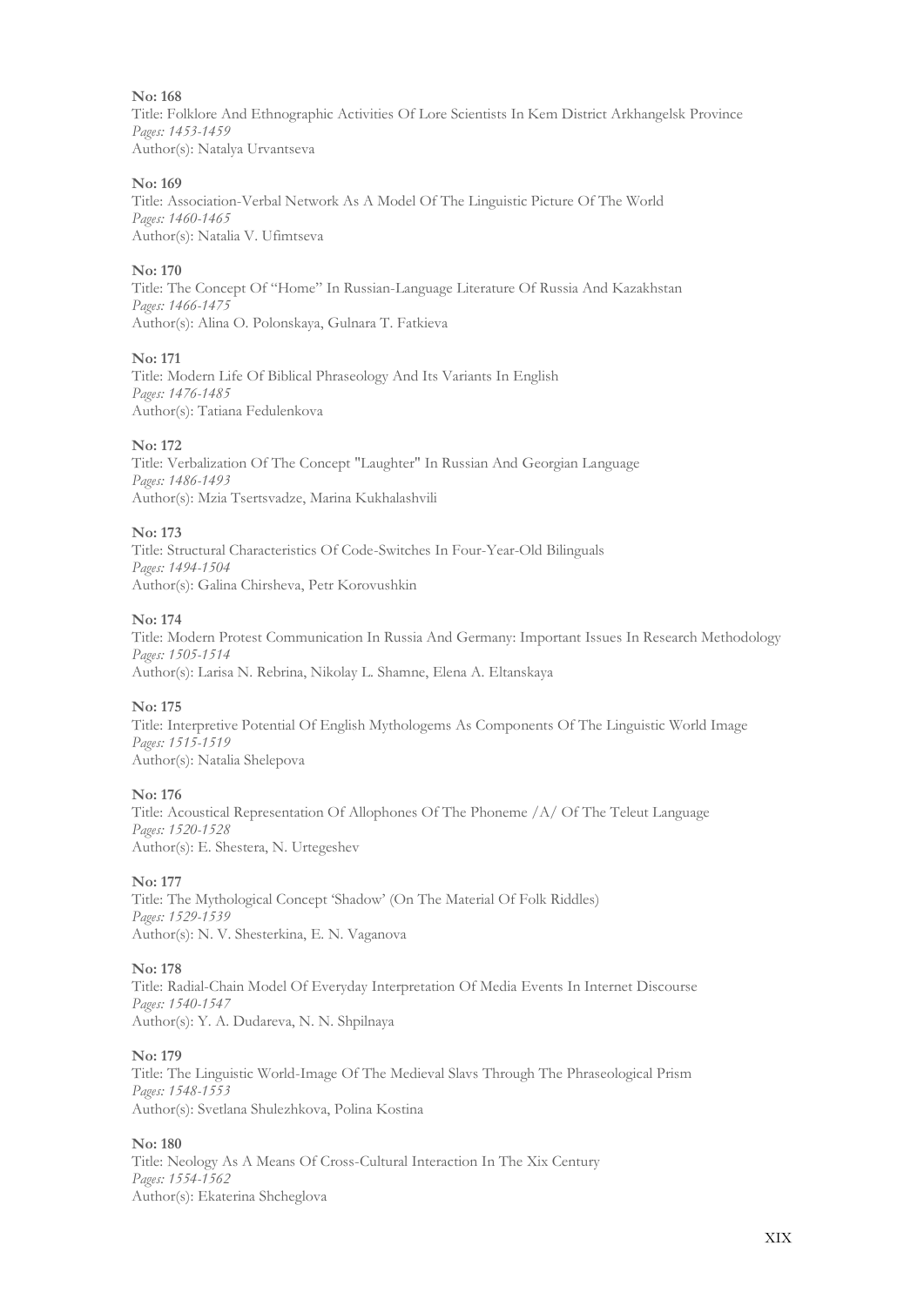**No: 168**
Title: Folklore And Ethnographic Activities Of Lore Scientists In Kem District Arkhangelsk Province
*Pages: 1453-1459*
Author(s): Natalya Urvantseva

**No: 169**
Title: Association-Verbal Network As A Model Of The Linguistic Picture Of The World
*Pages: 1460-1465*
Author(s): Natalia V. Ufimtseva

**No: 170**
Title: The Concept Of "Home" In Russian-Language Literature Of Russia And Kazakhstan
*Pages: 1466-1475*
Author(s): Alina O. Polonskaya, Gulnara T. Fatkieva

**No: 171**
Title: Modern Life Of Biblical Phraseology And Its Variants In English
*Pages: 1476-1485*
Author(s): Tatiana Fedulenkova

**No: 172**
Title: Verbalization Of The Concept "Laughter" In Russian And Georgian Language
*Pages: 1486-1493*
Author(s): Mzia Tsertsvadze, Marina Kukhalashvili

**No: 173**
Title: Structural Characteristics Of Code-Switches In Four-Year-Old Bilinguals
*Pages: 1494-1504*
Author(s): Galina Chirsheva, Petr Korovushkin

**No: 174**
Title: Modern Protest Communication In Russia And Germany: Important Issues In Research Methodology
*Pages: 1505-1514*
Author(s): Larisa N. Rebrina, Nikolay L. Shamne, Elena A. Eltanskaya

**No: 175**
Title: Interpretive Potential Of English Mythologems As Components Of The Linguistic World Image
*Pages: 1515-1519*
Author(s): Natalia Shelepova

**No: 176**
Title: Acoustical Representation Of Allophones Of The Phoneme /A/ Of The Teleut Language
*Pages: 1520-1528*
Author(s): E. Shestera, N. Urtegeshev

**No: 177**
Title: The Mythological Concept 'Shadow' (On The Material Of Folk Riddles)
*Pages: 1529-1539*
Author(s): N. V. Shesterkina, E. N. Vaganova

**No: 178**
Title: Radial-Chain Model Of Everyday Interpretation Of Media Events In Internet Discourse
*Pages: 1540-1547*
Author(s): Y. A. Dudareva, N. N. Shpilnaya

**No: 179**
Title: The Linguistic World-Image Of The Medieval Slavs Through The Phraseological Prism
*Pages: 1548-1553*
Author(s): Svetlana Shulezhkova, Polina Kostina

**No: 180**
Title: Neology As A Means Of Cross-Cultural Interaction In The Xix Century
*Pages: 1554-1562*
Author(s): Ekaterina Shcheglova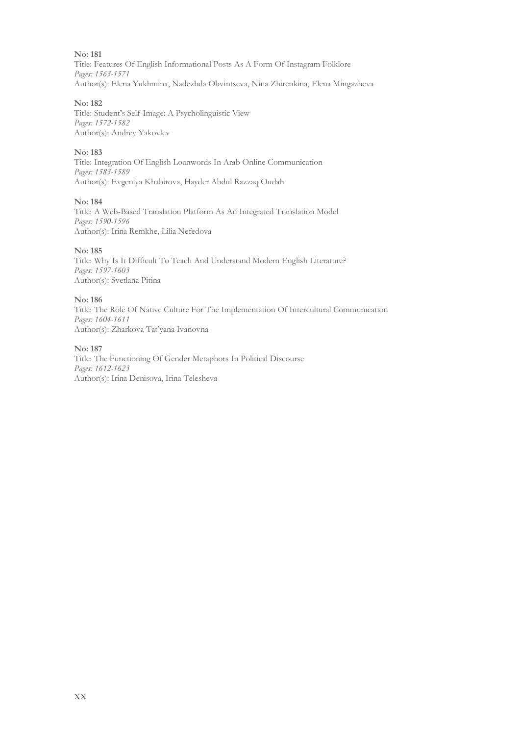**No: 181**
Title: Features Of English Informational Posts As A Form Of Instagram Folklore
*Pages: 1563-1571*
Author(s): Elena Yukhmina, Nadezhda Obvintseva, Nina Zhirenkina, Elena Mingazheva

**No: 182**
Title: Student's Self-Image: A Psycholinguistic View
*Pages: 1572-1582*
Author(s): Andrey Yakovlev

**No: 183**
Title: Integration Of English Loanwords In Arab Online Communication
*Pages: 1583-1589*
Author(s): Evgeniya Khabirova, Hayder Abdul Razzaq Oudah

**No: 184**
Title: A Web-Based Translation Platform As An Integrated Translation Model
*Pages: 1590-1596*
Author(s): Irina Remkhe, Lilia Nefedova

**No: 185**
Title: Why Is It Difficult To Teach And Understand Modern English Literature?
*Pages: 1597-1603*
Author(s): Svetlana Pitina

**No: 186**
Title: The Role Of Native Culture For The Implementation Of Intercultural Communication
*Pages: 1604-1611*
Author(s): Zharkova Tat'yana Ivanovna

**No: 187**
Title: The Functioning Of Gender Metaphors In Political Discourse
*Pages: 1612-1623*
Author(s): Irina Denisova, Irina Telesheva